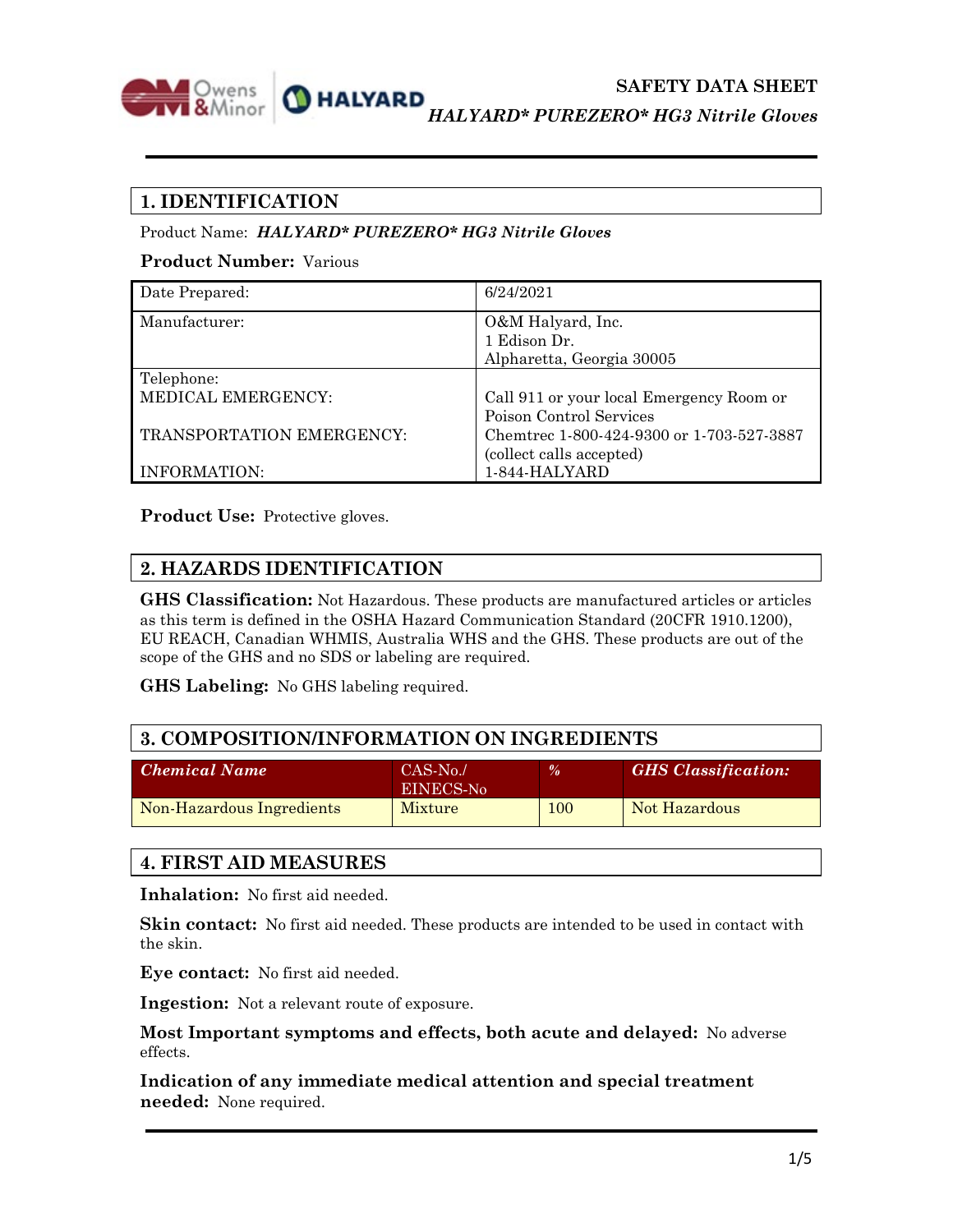**SAFETY DATA SHEET**

***HALYARD* PUREZERO* HG3 Nitrile Gloves***

## 1. IDENTIFICATION

Product Name: ***HALYARD* PUREZERO* HG3 Nitrile Gloves***

**Product Number:** Various

| Date Prepared: | 6/24/2021 |
|---|---|
| Manufacturer: | O&M Halyard, Inc.<br>1 Edison Dr.<br>Alpharetta, Georgia 30005 |
| Telephone:<br>MEDICAL EMERGENCY:<br><br>TRANSPORTATION EMERGENCY:<br><br>INFORMATION: | <br>Call 911 or your local Emergency Room or Poison Control Services<br>Chemtrec 1-800-424-9300 or 1-703-527-3887 (collect calls accepted)<br>1-844-HALYARD |

**Product Use:** Protective gloves.

## 2. HAZARDS IDENTIFICATION

**GHS Classification:** Not Hazardous. These products are manufactured articles or articles as this term is defined in the OSHA Hazard Communication Standard (20CFR 1910.1200), EU REACH, Canadian WHMIS, Australia WHS and the GHS. These products are out of the scope of the GHS and no SDS or labeling are required.

**GHS Labeling:** No GHS labeling required.

## 3. COMPOSITION/INFORMATION ON INGREDIENTS

| *Chemical Name* | CAS-No./ EINECS-No | *%* | *GHS Classification:* |
|---|---|---|---|
| Non-Hazardous Ingredients | Mixture | 100 | Not Hazardous |

## 4. FIRST AID MEASURES

**Inhalation:** No first aid needed.

**Skin contact:** No first aid needed. These products are intended to be used in contact with the skin.

**Eye contact:** No first aid needed.

**Ingestion:** Not a relevant route of exposure.

**Most Important symptoms and effects, both acute and delayed:** No adverse effects.

**Indication of any immediate medical attention and special treatment needed:** None required.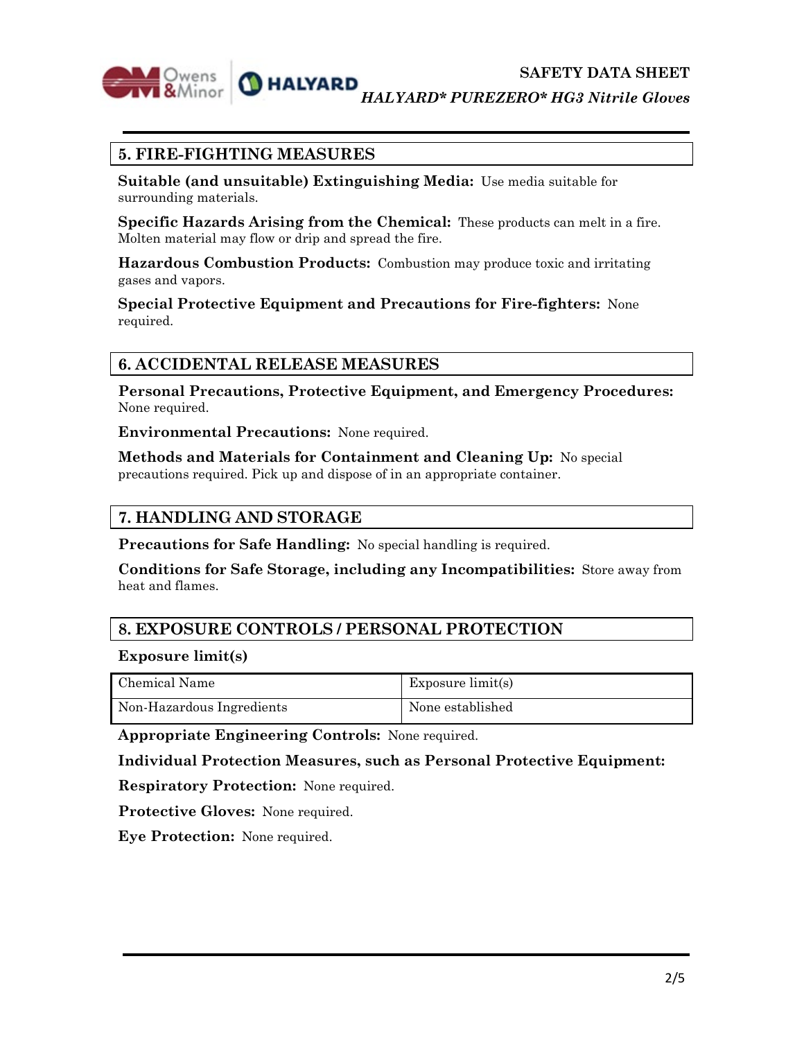## 5. FIRE-FIGHTING MEASURES

**Suitable (and unsuitable) Extinguishing Media:** Use media suitable for surrounding materials.

**Specific Hazards Arising from the Chemical:** These products can melt in a fire. Molten material may flow or drip and spread the fire.

**Hazardous Combustion Products:** Combustion may produce toxic and irritating gases and vapors.

**Special Protective Equipment and Precautions for Fire-fighters:** None required.

## 6. ACCIDENTAL RELEASE MEASURES

**Personal Precautions, Protective Equipment, and Emergency Procedures:** None required.

**Environmental Precautions:** None required.

**Methods and Materials for Containment and Cleaning Up:** No special precautions required. Pick up and dispose of in an appropriate container.

## 7. HANDLING AND STORAGE

**Precautions for Safe Handling:** No special handling is required.

**Conditions for Safe Storage, including any Incompatibilities:** Store away from heat and flames.

## 8. EXPOSURE CONTROLS / PERSONAL PROTECTION

**Exposure limit(s)**

| Chemical Name | Exposure limit(s) |
| --- | --- |
| Non-Hazardous Ingredients | None established |

**Appropriate Engineering Controls:** None required.

**Individual Protection Measures, such as Personal Protective Equipment:**

**Respiratory Protection:** None required.

**Protective Gloves:** None required.

**Eye Protection:** None required.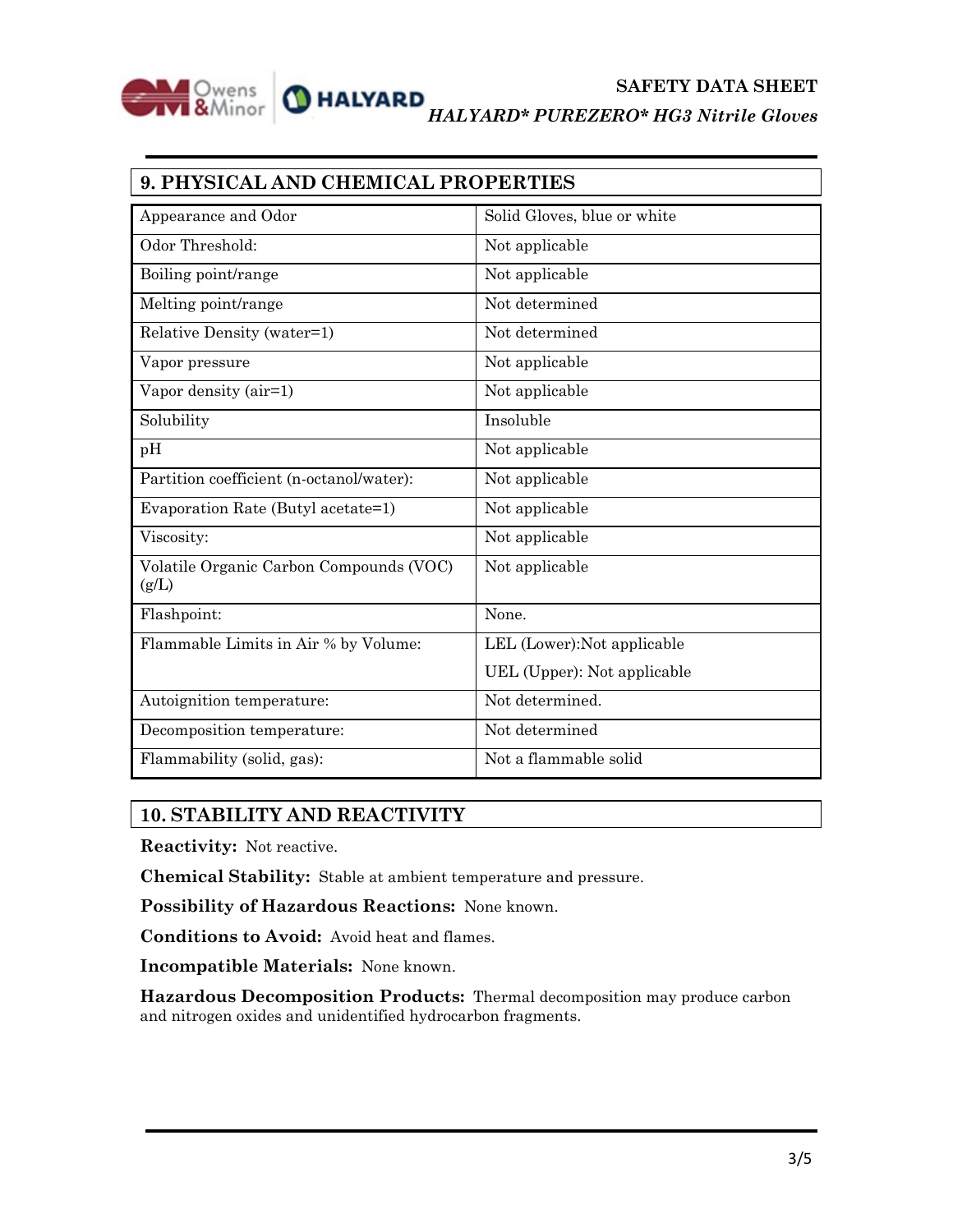## 9. PHYSICAL AND CHEMICAL PROPERTIES

| Property | Value |
|---|---|
| Appearance and Odor | Solid Gloves, blue or white |
| Odor Threshold: | Not applicable |
| Boiling point/range | Not applicable |
| Melting point/range | Not determined |
| Relative Density (water=1) | Not determined |
| Vapor pressure | Not applicable |
| Vapor density (air=1) | Not applicable |
| Solubility | Insoluble |
| pH | Not applicable |
| Partition coefficient (n-octanol/water): | Not applicable |
| Evaporation Rate (Butyl acetate=1) | Not applicable |
| Viscosity: | Not applicable |
| Volatile Organic Carbon Compounds (VOC) (g/L) | Not applicable |
| Flashpoint: | None. |
| Flammable Limits in Air % by Volume: | LEL (Lower):Not applicable<br>UEL (Upper): Not applicable |
| Autoignition temperature: | Not determined. |
| Decomposition temperature: | Not determined |
| Flammability (solid, gas): | Not a flammable solid |

## 10. STABILITY AND REACTIVITY

**Reactivity:** Not reactive.

**Chemical Stability:** Stable at ambient temperature and pressure.

**Possibility of Hazardous Reactions:** None known.

**Conditions to Avoid:** Avoid heat and flames.

**Incompatible Materials:** None known.

**Hazardous Decomposition Products:** Thermal decomposition may produce carbon and nitrogen oxides and unidentified hydrocarbon fragments.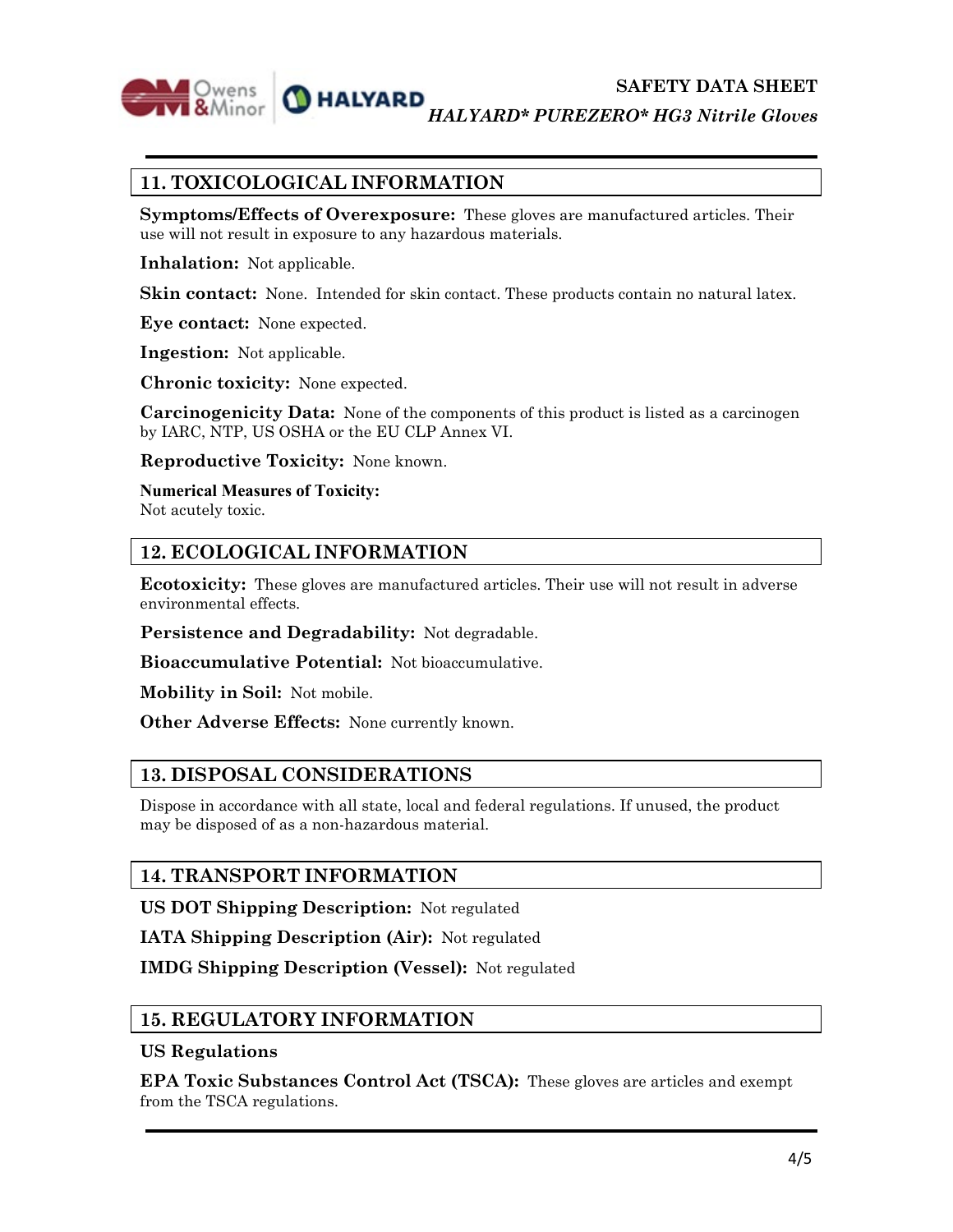## 11. TOXICOLOGICAL INFORMATION

**Symptoms/Effects of Overexposure:** These gloves are manufactured articles. Their use will not result in exposure to any hazardous materials.

**Inhalation:** Not applicable.

**Skin contact:** None. Intended for skin contact. These products contain no natural latex.

**Eye contact:** None expected.

**Ingestion:** Not applicable.

**Chronic toxicity:** None expected.

**Carcinogenicity Data:** None of the components of this product is listed as a carcinogen by IARC, NTP, US OSHA or the EU CLP Annex VI.

**Reproductive Toxicity:** None known.

**Numerical Measures of Toxicity:**
Not acutely toxic.

## 12. ECOLOGICAL INFORMATION

**Ecotoxicity:** These gloves are manufactured articles. Their use will not result in adverse environmental effects.

**Persistence and Degradability:** Not degradable.

**Bioaccumulative Potential:** Not bioaccumulative.

**Mobility in Soil:** Not mobile.

**Other Adverse Effects:** None currently known.

## 13. DISPOSAL CONSIDERATIONS

Dispose in accordance with all state, local and federal regulations. If unused, the product may be disposed of as a non-hazardous material.

## 14. TRANSPORT INFORMATION

**US DOT Shipping Description:** Not regulated

**IATA Shipping Description (Air):** Not regulated

**IMDG Shipping Description (Vessel):** Not regulated

## 15. REGULATORY INFORMATION

**US Regulations**

**EPA Toxic Substances Control Act (TSCA):** These gloves are articles and exempt from the TSCA regulations.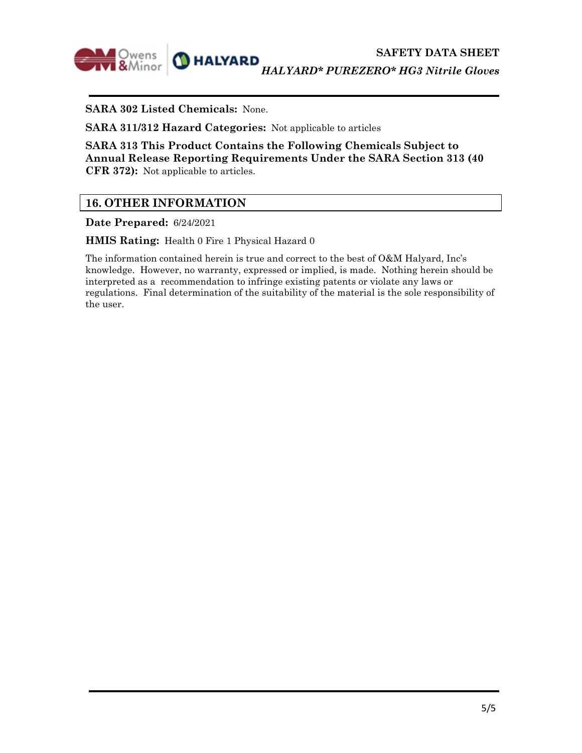**SARA 302 Listed Chemicals:** None.

**SARA 311/312 Hazard Categories:** Not applicable to articles

**SARA 313 This Product Contains the Following Chemicals Subject to Annual Release Reporting Requirements Under the SARA Section 313 (40 CFR 372):** Not applicable to articles.

## 16. OTHER INFORMATION

**Date Prepared:** 6/24/2021

**HMIS Rating:** Health 0 Fire 1 Physical Hazard 0

The information contained herein is true and correct to the best of O&M Halyard, Inc's knowledge. However, no warranty, expressed or implied, is made. Nothing herein should be interpreted as a recommendation to infringe existing patents or violate any laws or regulations. Final determination of the suitability of the material is the sole responsibility of the user.